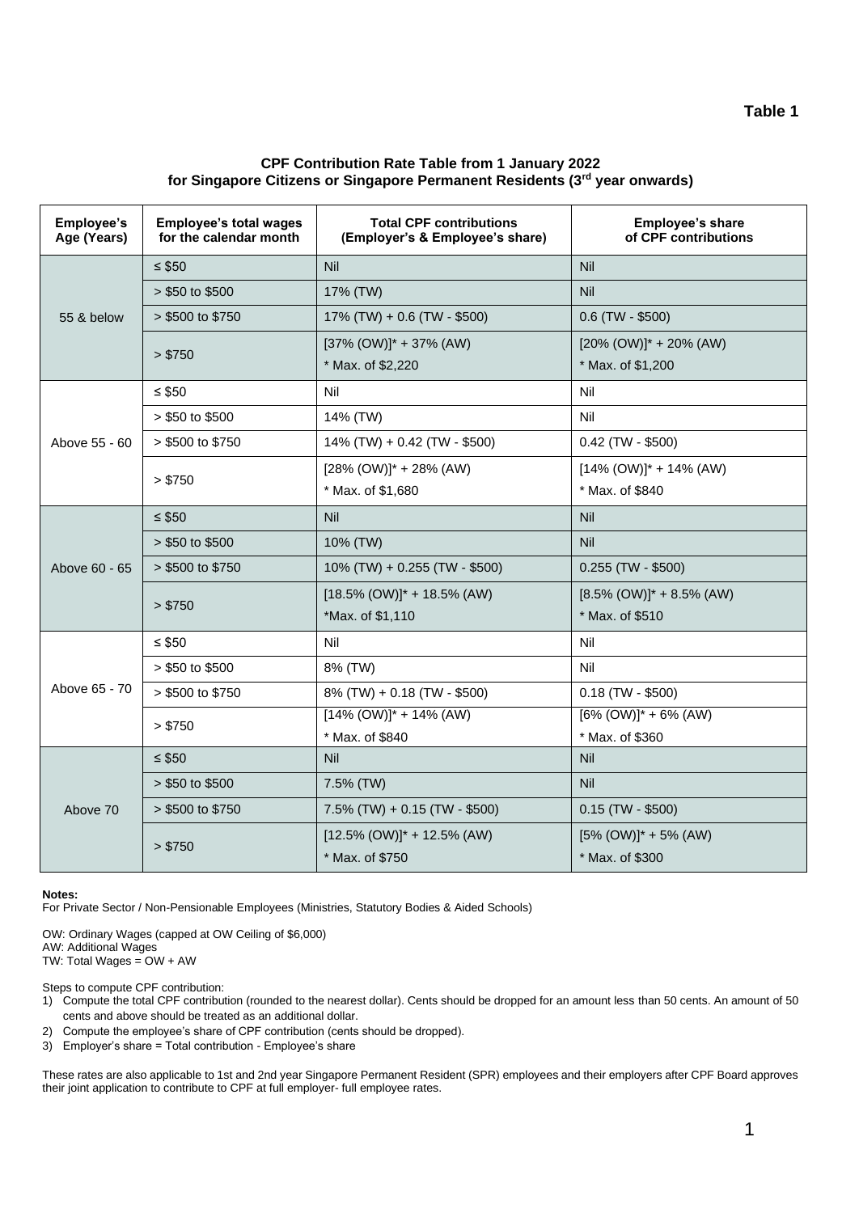**Table 1**

## CPF Contribution Rate Table from 1 January 2022 for Singapore Citizens or Singapore Permanent Residents (3rd year onwards)

| Employee's Age (Years) | Employee's total wages for the calendar month | Total CPF contributions (Employer's & Employee's share) | Employee's share of CPF contributions |
|---|---|---|---|
| 55 & below | ≤ $50 | Nil | Nil |
| | > $50 to $500 | 17% (TW) | Nil |
| | > $500 to $750 | 17% (TW) + 0.6 (TW - $500) | 0.6 (TW - $500) |
| | > $750 | [37% (OW)]* + 37% (AW)<br>* Max. of $2,220 | [20% (OW)]* + 20% (AW)<br>* Max. of $1,200 |
| Above 55 - 60 | ≤ $50 | Nil | Nil |
| | > $50 to $500 | 14% (TW) | Nil |
| | > $500 to $750 | 14% (TW) + 0.42 (TW - $500) | 0.42 (TW - $500) |
| | > $750 | [28% (OW)]* + 28% (AW)<br>* Max. of $1,680 | [14% (OW)]* + 14% (AW)<br>* Max. of $840 |
| Above 60 - 65 | ≤ $50 | Nil | Nil |
| | > $50 to $500 | 10% (TW) | Nil |
| | > $500 to $750 | 10% (TW) + 0.255 (TW - $500) | 0.255 (TW - $500) |
| | > $750 | [18.5% (OW)]* + 18.5% (AW)<br>*Max. of $1,110 | [8.5% (OW)]* + 8.5% (AW)<br>* Max. of $510 |
| Above 65 - 70 | ≤ $50 | Nil | Nil |
| | > $50 to $500 | 8% (TW) | Nil |
| | > $500 to $750 | 8% (TW) + 0.18 (TW - $500) | 0.18 (TW - $500) |
| | > $750 | [14% (OW)]* + 14% (AW)<br>* Max. of $840 | [6% (OW)]* + 6% (AW)<br>* Max. of $360 |
| Above 70 | ≤ $50 | Nil | Nil |
| | > $50 to $500 | 7.5% (TW) | Nil |
| | > $500 to $750 | 7.5% (TW) + 0.15 (TW - $500) | 0.15 (TW - $500) |
| | > $750 | [12.5% (OW)]* + 12.5% (AW)<br>* Max. of $750 | [5% (OW)]* + 5% (AW)<br>* Max. of $300 |

**Notes:**
For Private Sector / Non-Pensionable Employees (Ministries, Statutory Bodies & Aided Schools)

OW: Ordinary Wages (capped at OW Ceiling of $6,000)
AW: Additional Wages
TW: Total Wages = OW + AW

Steps to compute CPF contribution:

1) Compute the total CPF contribution (rounded to the nearest dollar). Cents should be dropped for an amount less than 50 cents. An amount of 50 cents and above should be treated as an additional dollar.
2) Compute the employee's share of CPF contribution (cents should be dropped).
3) Employer's share = Total contribution - Employee's share

These rates are also applicable to 1st and 2nd year Singapore Permanent Resident (SPR) employees and their employers after CPF Board approves their joint application to contribute to CPF at full employer- full employee rates.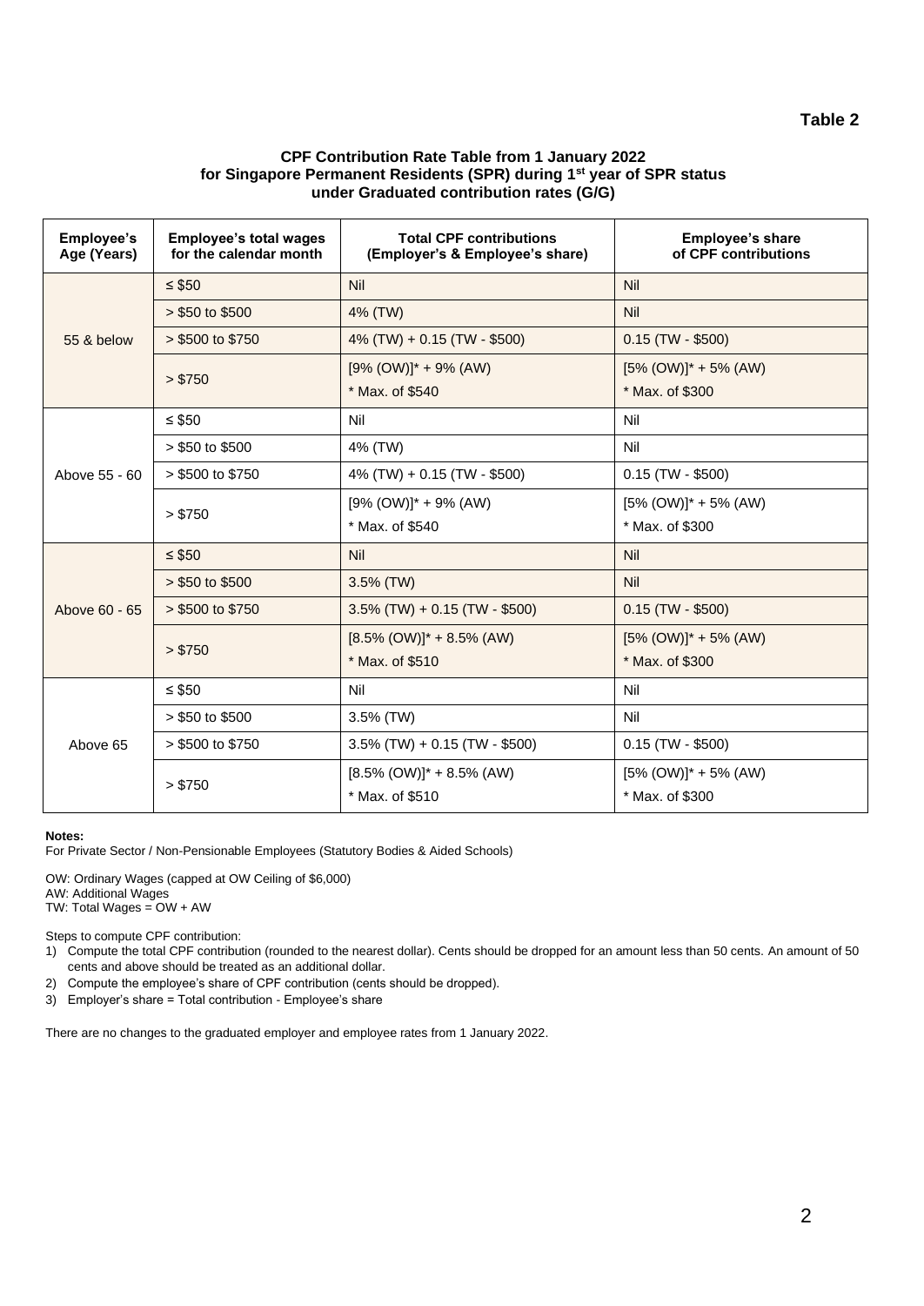**Table 2**

**CPF Contribution Rate Table from 1 January 2022 for Singapore Permanent Residents (SPR) during 1st year of SPR status under Graduated contribution rates (G/G)**

| Employee's Age (Years) | Employee's total wages for the calendar month | Total CPF contributions (Employer's & Employee's share) | Employee's share of CPF contributions |
|---|---|---|---|
| 55 & below | ≤ $50 | Nil | Nil |
| | > $50 to $500 | 4% (TW) | Nil |
| | > $500 to $750 | 4% (TW) + 0.15 (TW - $500) | 0.15 (TW - $500) |
| | > $750 | [9% (OW)]* + 9% (AW)<br>* Max. of $540 | [5% (OW)]* + 5% (AW)<br>* Max. of $300 |
| Above 55 - 60 | ≤ $50 | Nil | Nil |
| | > $50 to $500 | 4% (TW) | Nil |
| | > $500 to $750 | 4% (TW) + 0.15 (TW - $500) | 0.15 (TW - $500) |
| | > $750 | [9% (OW)]* + 9% (AW)<br>* Max. of $540 | [5% (OW)]* + 5% (AW)<br>* Max. of $300 |
| Above 60 - 65 | ≤ $50 | Nil | Nil |
| | > $50 to $500 | 3.5% (TW) | Nil |
| | > $500 to $750 | 3.5% (TW) + 0.15 (TW - $500) | 0.15 (TW - $500) |
| | > $750 | [8.5% (OW)]* + 8.5% (AW)<br>* Max. of $510 | [5% (OW)]* + 5% (AW)<br>* Max. of $300 |
| Above 65 | ≤ $50 | Nil | Nil |
| | > $50 to $500 | 3.5% (TW) | Nil |
| | > $500 to $750 | 3.5% (TW) + 0.15 (TW - $500) | 0.15 (TW - $500) |
| | > $750 | [8.5% (OW)]* + 8.5% (AW)<br>* Max. of $510 | [5% (OW)]* + 5% (AW)<br>* Max. of $300 |

**Notes:**
For Private Sector / Non-Pensionable Employees (Statutory Bodies & Aided Schools)

OW: Ordinary Wages (capped at OW Ceiling of $6,000)
AW: Additional Wages
TW: Total Wages = OW + AW

Steps to compute CPF contribution:

1) Compute the total CPF contribution (rounded to the nearest dollar). Cents should be dropped for an amount less than 50 cents. An amount of 50 cents and above should be treated as an additional dollar.
2) Compute the employee's share of CPF contribution (cents should be dropped).
3) Employer's share = Total contribution - Employee's share

There are no changes to the graduated employer and employee rates from 1 January 2022.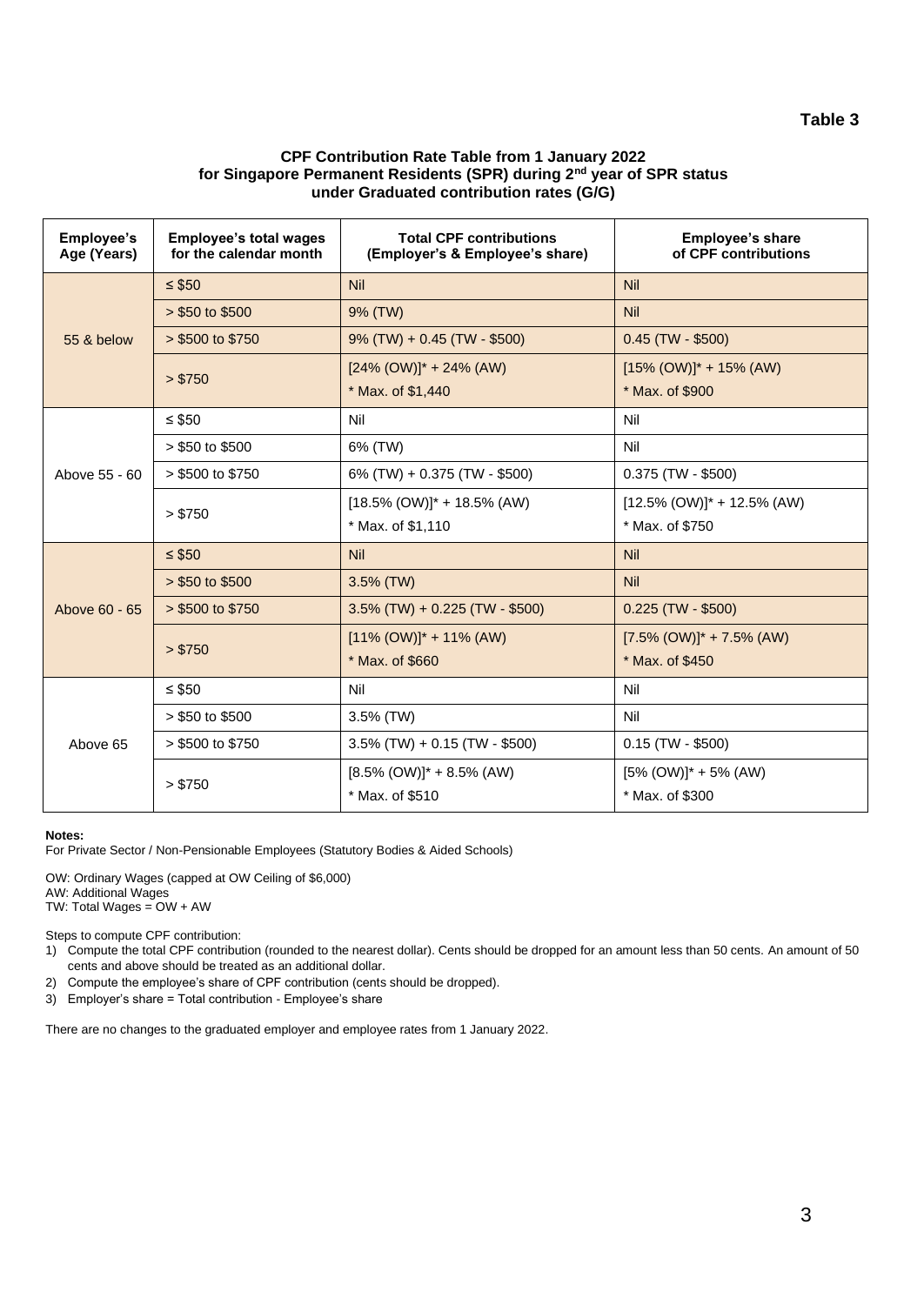**Table 3**

**CPF Contribution Rate Table from 1 January 2022 for Singapore Permanent Residents (SPR) during 2nd year of SPR status under Graduated contribution rates (G/G)**

| Employee's Age (Years) | Employee's total wages for the calendar month | Total CPF contributions (Employer's & Employee's share) | Employee's share of CPF contributions |
|---|---|---|---|
| 55 & below | ≤ $50 | Nil | Nil |
| | > $50 to $500 | 9% (TW) | Nil |
| | > $500 to $750 | 9% (TW) + 0.45 (TW - $500) | 0.45 (TW - $500) |
| | > $750 | [24% (OW)]* + 24% (AW)<br>* Max. of $1,440 | [15% (OW)]* + 15% (AW)<br>* Max. of $900 |
| Above 55 - 60 | ≤ $50 | Nil | Nil |
| | > $50 to $500 | 6% (TW) | Nil |
| | > $500 to $750 | 6% (TW) + 0.375 (TW - $500) | 0.375 (TW - $500) |
| | > $750 | [18.5% (OW)]* + 18.5% (AW)<br>* Max. of $1,110 | [12.5% (OW)]* + 12.5% (AW)<br>* Max. of $750 |
| Above 60 - 65 | ≤ $50 | Nil | Nil |
| | > $50 to $500 | 3.5% (TW) | Nil |
| | > $500 to $750 | 3.5% (TW) + 0.225 (TW - $500) | 0.225 (TW - $500) |
| | > $750 | [11% (OW)]* + 11% (AW)<br>* Max. of $660 | [7.5% (OW)]* + 7.5% (AW)<br>* Max. of $450 |
| Above 65 | ≤ $50 | Nil | Nil |
| | > $50 to $500 | 3.5% (TW) | Nil |
| | > $500 to $750 | 3.5% (TW) + 0.15 (TW - $500) | 0.15 (TW - $500) |
| | > $750 | [8.5% (OW)]* + 8.5% (AW)<br>* Max. of $510 | [5% (OW)]* + 5% (AW)<br>* Max. of $300 |

**Notes:**
For Private Sector / Non-Pensionable Employees (Statutory Bodies & Aided Schools)

OW: Ordinary Wages (capped at OW Ceiling of $6,000)
AW: Additional Wages
TW: Total Wages = OW + AW

Steps to compute CPF contribution:
1) Compute the total CPF contribution (rounded to the nearest dollar). Cents should be dropped for an amount less than 50 cents. An amount of 50 cents and above should be treated as an additional dollar.
2) Compute the employee's share of CPF contribution (cents should be dropped).
3) Employer's share = Total contribution - Employee's share

There are no changes to the graduated employer and employee rates from 1 January 2022.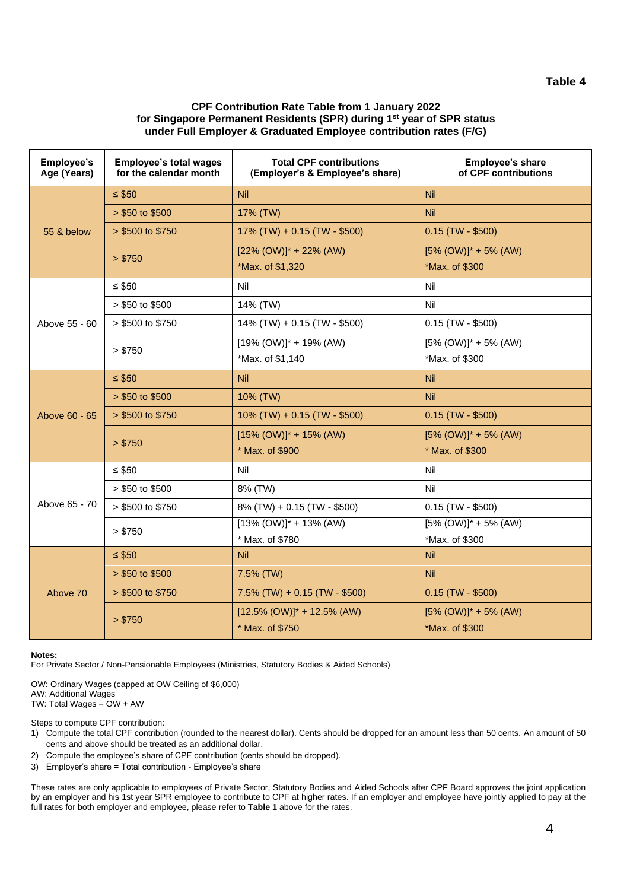**Table 4**

**CPF Contribution Rate Table from 1 January 2022 for Singapore Permanent Residents (SPR) during 1st year of SPR status under Full Employer & Graduated Employee contribution rates (F/G)**

| Employee's Age (Years) | Employee's total wages for the calendar month | Total CPF contributions (Employer's & Employee's share) | Employee's share of CPF contributions |
|---|---|---|---|
| 55 & below | ≤ $50 | Nil | Nil |
| | > $50 to $500 | 17% (TW) | Nil |
| | > $500 to $750 | 17% (TW) + 0.15 (TW - $500) | 0.15 (TW - $500) |
| | > $750 | [22% (OW)]* + 22% (AW) *Max. of $1,320 | [5% (OW)]* + 5% (AW) *Max. of $300 |
| Above 55 - 60 | ≤ $50 | Nil | Nil |
| | > $50 to $500 | 14% (TW) | Nil |
| | > $500 to $750 | 14% (TW) + 0.15 (TW - $500) | 0.15 (TW - $500) |
| | > $750 | [19% (OW)]* + 19% (AW) *Max. of $1,140 | [5% (OW)]* + 5% (AW) *Max. of $300 |
| Above 60 - 65 | ≤ $50 | Nil | Nil |
| | > $50 to $500 | 10% (TW) | Nil |
| | > $500 to $750 | 10% (TW) + 0.15 (TW - $500) | 0.15 (TW - $500) |
| | > $750 | [15% (OW)]* + 15% (AW) * Max. of $900 | [5% (OW)]* + 5% (AW) * Max. of $300 |
| Above 65 - 70 | ≤ $50 | Nil | Nil |
| | > $50 to $500 | 8% (TW) | Nil |
| | > $500 to $750 | 8% (TW) + 0.15 (TW - $500) | 0.15 (TW - $500) |
| | > $750 | [13% (OW)]* + 13% (AW) * Max. of $780 | [5% (OW)]* + 5% (AW) *Max. of $300 |
| Above 70 | ≤ $50 | Nil | Nil |
| | > $50 to $500 | 7.5% (TW) | Nil |
| | > $500 to $750 | 7.5% (TW) + 0.15 (TW - $500) | 0.15 (TW - $500) |
| | > $750 | [12.5% (OW)]* + 12.5% (AW) * Max. of $750 | [5% (OW)]* + 5% (AW) *Max. of $300 |

**Notes:**
For Private Sector / Non-Pensionable Employees (Ministries, Statutory Bodies & Aided Schools)

OW: Ordinary Wages (capped at OW Ceiling of $6,000)
AW: Additional Wages
TW: Total Wages = OW + AW

Steps to compute CPF contribution:

1) Compute the total CPF contribution (rounded to the nearest dollar). Cents should be dropped for an amount less than 50 cents. An amount of 50 cents and above should be treated as an additional dollar.
2) Compute the employee's share of CPF contribution (cents should be dropped).
3) Employer's share = Total contribution - Employee's share

These rates are only applicable to employees of Private Sector, Statutory Bodies and Aided Schools after CPF Board approves the joint application by an employer and his 1st year SPR employee to contribute to CPF at higher rates. If an employer and employee have jointly applied to pay at the full rates for both employer and employee, please refer to **Table 1** above for the rates.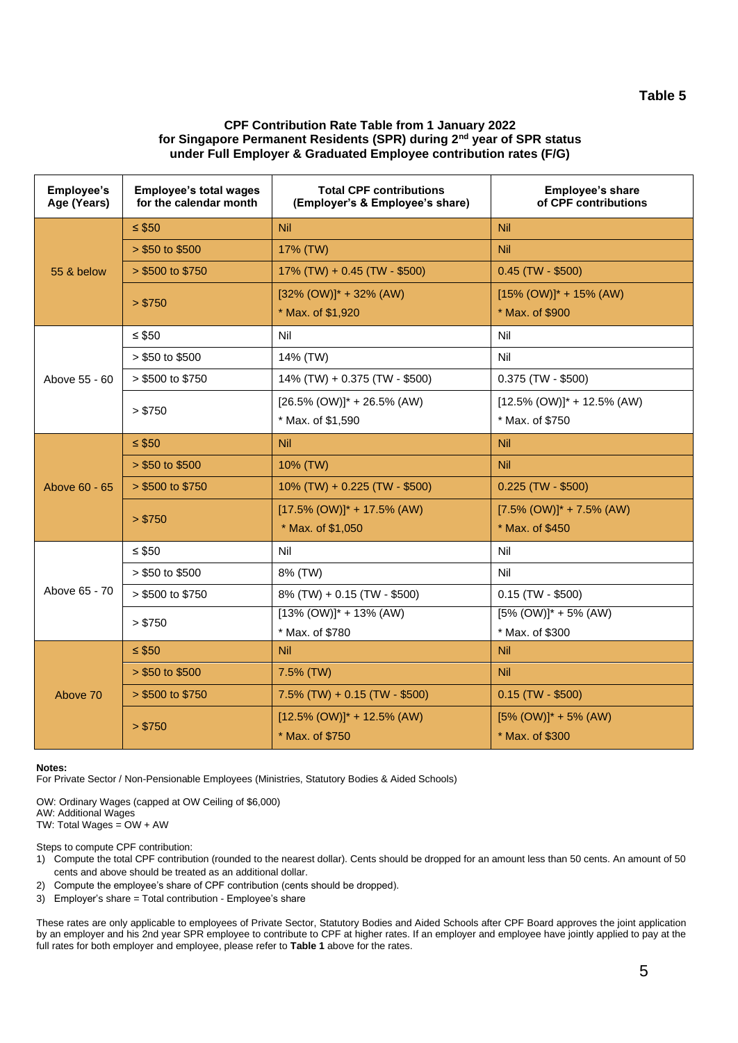**Table 5**

### CPF Contribution Rate Table from 1 January 2022 for Singapore Permanent Residents (SPR) during 2nd year of SPR status under Full Employer & Graduated Employee contribution rates (F/G)

| Employee's Age (Years) | Employee's total wages for the calendar month | Total CPF contributions (Employer's & Employee's share) | Employee's share of CPF contributions |
|---|---|---|---|
| 55 & below | ≤ $50 | Nil | Nil |
| | > $50 to $500 | 17% (TW) | Nil |
| | > $500 to $750 | 17% (TW) + 0.45 (TW - $500) | 0.45 (TW - $500) |
| | > $750 | [32% (OW)]* + 32% (AW)<br>* Max. of $1,920 | [15% (OW)]* + 15% (AW)<br>* Max. of $900 |
| Above 55 - 60 | ≤ $50 | Nil | Nil |
| | > $50 to $500 | 14% (TW) | Nil |
| | > $500 to $750 | 14% (TW) + 0.375 (TW - $500) | 0.375 (TW - $500) |
| | > $750 | [26.5% (OW)]* + 26.5% (AW)<br>* Max. of $1,590 | [12.5% (OW)]* + 12.5% (AW)<br>* Max. of $750 |
| Above 60 - 65 | ≤ $50 | Nil | Nil |
| | > $50 to $500 | 10% (TW) | Nil |
| | > $500 to $750 | 10% (TW) + 0.225 (TW - $500) | 0.225 (TW - $500) |
| | > $750 | [17.5% (OW)]* + 17.5% (AW)<br>* Max. of $1,050 | [7.5% (OW)]* + 7.5% (AW)<br>* Max. of $450 |
| Above 65 - 70 | ≤ $50 | Nil | Nil |
| | > $50 to $500 | 8% (TW) | Nil |
| | > $500 to $750 | 8% (TW) + 0.15 (TW - $500) | 0.15 (TW - $500) |
| | > $750 | [13% (OW)]* + 13% (AW)<br>* Max. of $780 | [5% (OW)]* + 5% (AW)<br>* Max. of $300 |
| Above 70 | ≤ $50 | Nil | Nil |
| | > $50 to $500 | 7.5% (TW) | Nil |
| | > $500 to $750 | 7.5% (TW) + 0.15 (TW - $500) | 0.15 (TW - $500) |
| | > $750 | [12.5% (OW)]* + 12.5% (AW)<br>* Max. of $750 | [5% (OW)]* + 5% (AW)<br>* Max. of $300 |

**Notes:**
For Private Sector / Non-Pensionable Employees (Ministries, Statutory Bodies & Aided Schools)

OW: Ordinary Wages (capped at OW Ceiling of $6,000)
AW: Additional Wages
TW: Total Wages = OW + AW

Steps to compute CPF contribution:

1) Compute the total CPF contribution (rounded to the nearest dollar). Cents should be dropped for an amount less than 50 cents. An amount of 50 cents and above should be treated as an additional dollar.
2) Compute the employee's share of CPF contribution (cents should be dropped).
3) Employer's share = Total contribution - Employee's share

These rates are only applicable to employees of Private Sector, Statutory Bodies and Aided Schools after CPF Board approves the joint application by an employer and his 2nd year SPR employee to contribute to CPF at higher rates. If an employer and employee have jointly applied to pay at the full rates for both employer and employee, please refer to **Table 1** above for the rates.